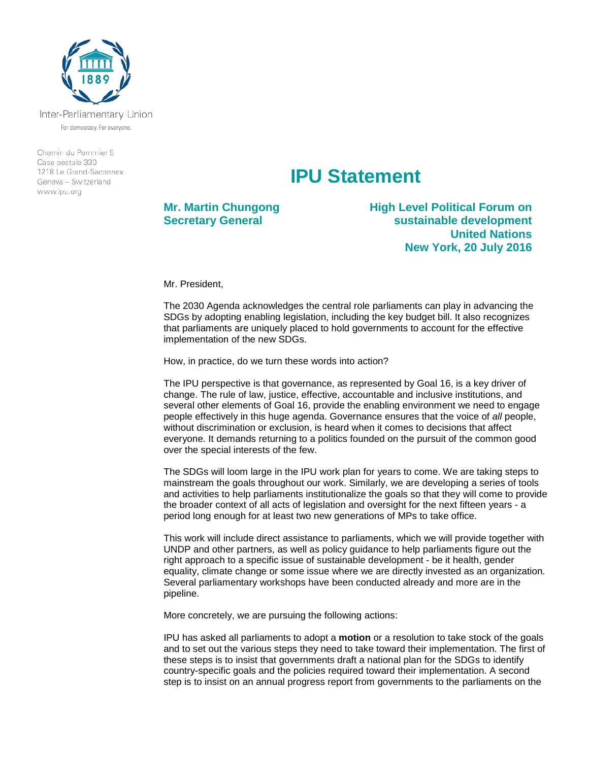Inter-Parliamentary Union

For democracy. For everyone.

Chemin du Pommier 5
Case postale 330
1218 Le Grand-Saconnex
Geneva – Switzerland
www.ipu.org

# IPU Statement

**Mr. Martin Chungong**
**Secretary General**

**High Level Political Forum on sustainable development**
**United Nations**
**New York, 20 July 2016**

Mr. President,

The 2030 Agenda acknowledges the central role parliaments can play in advancing the SDGs by adopting enabling legislation, including the key budget bill. It also recognizes that parliaments are uniquely placed to hold governments to account for the effective implementation of the new SDGs.

How, in practice, do we turn these words into action?

The IPU perspective is that governance, as represented by Goal 16, is a key driver of change. The rule of law, justice, effective, accountable and inclusive institutions, and several other elements of Goal 16, provide the enabling environment we need to engage people effectively in this huge agenda. Governance ensures that the voice of *all* people, without discrimination or exclusion, is heard when it comes to decisions that affect everyone. It demands returning to a politics founded on the pursuit of the common good over the special interests of the few.

The SDGs will loom large in the IPU work plan for years to come. We are taking steps to mainstream the goals throughout our work. Similarly, we are developing a series of tools and activities to help parliaments institutionalize the goals so that they will come to provide the broader context of all acts of legislation and oversight for the next fifteen years - a period long enough for at least two new generations of MPs to take office.

This work will include direct assistance to parliaments, which we will provide together with UNDP and other partners, as well as policy guidance to help parliaments figure out the right approach to a specific issue of sustainable development - be it health, gender equality, climate change or some issue where we are directly invested as an organization. Several parliamentary workshops have been conducted already and more are in the pipeline.

More concretely, we are pursuing the following actions:

IPU has asked all parliaments to adopt a **motion** or a resolution to take stock of the goals and to set out the various steps they need to take toward their implementation. The first of these steps is to insist that governments draft a national plan for the SDGs to identify country-specific goals and the policies required toward their implementation. A second step is to insist on an annual progress report from governments to the parliaments on the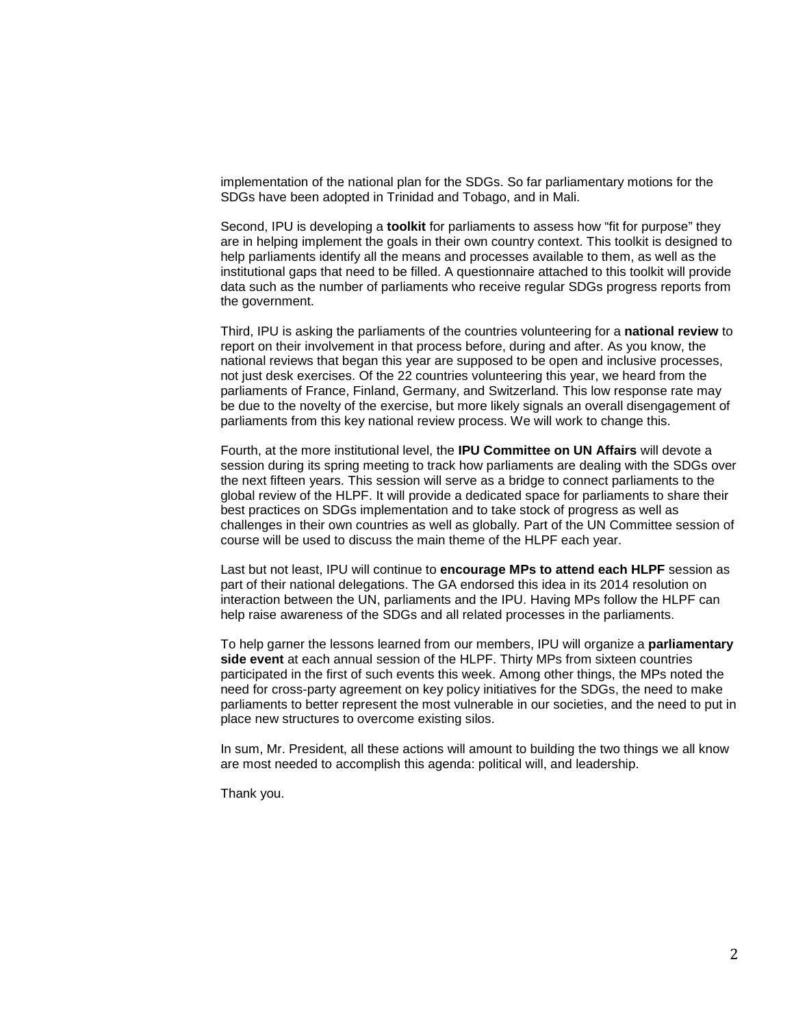implementation of the national plan for the SDGs. So far parliamentary motions for the SDGs have been adopted in Trinidad and Tobago, and in Mali.

Second, IPU is developing a **toolkit** for parliaments to assess how "fit for purpose" they are in helping implement the goals in their own country context. This toolkit is designed to help parliaments identify all the means and processes available to them, as well as the institutional gaps that need to be filled. A questionnaire attached to this toolkit will provide data such as the number of parliaments who receive regular SDGs progress reports from the government.

Third, IPU is asking the parliaments of the countries volunteering for a **national review** to report on their involvement in that process before, during and after. As you know, the national reviews that began this year are supposed to be open and inclusive processes, not just desk exercises. Of the 22 countries volunteering this year, we heard from the parliaments of France, Finland, Germany, and Switzerland. This low response rate may be due to the novelty of the exercise, but more likely signals an overall disengagement of parliaments from this key national review process. We will work to change this.

Fourth, at the more institutional level, the **IPU Committee on UN Affairs** will devote a session during its spring meeting to track how parliaments are dealing with the SDGs over the next fifteen years. This session will serve as a bridge to connect parliaments to the global review of the HLPF. It will provide a dedicated space for parliaments to share their best practices on SDGs implementation and to take stock of progress as well as challenges in their own countries as well as globally. Part of the UN Committee session of course will be used to discuss the main theme of the HLPF each year.

Last but not least, IPU will continue to **encourage MPs to attend each HLPF** session as part of their national delegations. The GA endorsed this idea in its 2014 resolution on interaction between the UN, parliaments and the IPU. Having MPs follow the HLPF can help raise awareness of the SDGs and all related processes in the parliaments.

To help garner the lessons learned from our members, IPU will organize a **parliamentary side event** at each annual session of the HLPF. Thirty MPs from sixteen countries participated in the first of such events this week. Among other things, the MPs noted the need for cross-party agreement on key policy initiatives for the SDGs, the need to make parliaments to better represent the most vulnerable in our societies, and the need to put in place new structures to overcome existing silos.

In sum, Mr. President, all these actions will amount to building the two things we all know are most needed to accomplish this agenda: political will, and leadership.

Thank you.